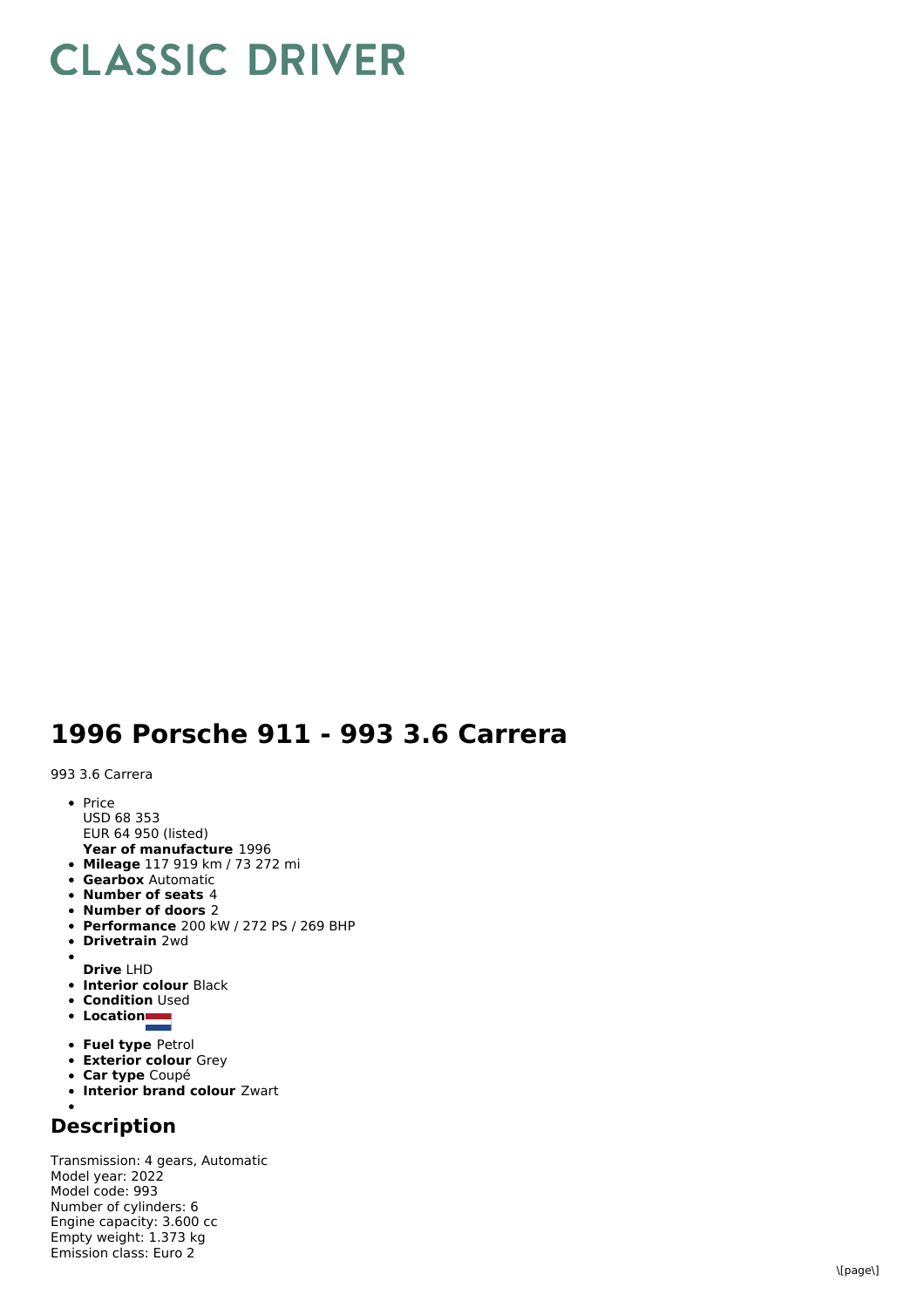# CLASSIC DRIVER

## 1996 Porsche 911 - 993 3.6 Carrera

993 3.6 Carrera

- Price
  USD 68 353
  EUR 64 950 (listed)
  **Year of manufacture** 1996
- **Mileage** 117 919 km / 73 272 mi
- **Gearbox** Automatic
- **Number of seats** 4
- **Number of doors** 2
- **Performance** 200 kW / 272 PS / 269 BHP
- **Drivetrain** 2wd
- 
  **Drive** LHD
- **Interior colour** Black
- **Condition** Used
- **Location**
- **Fuel type** Petrol
- **Exterior colour** Grey
- **Car type** Coupé
- **Interior brand colour** Zwart
- 

## Description

Transmission: 4 gears, Automatic
Model year: 2022
Model code: 993
Number of cylinders: 6
Engine capacity: 3.600 cc
Empty weight: 1.373 kg
Emission class: Euro 2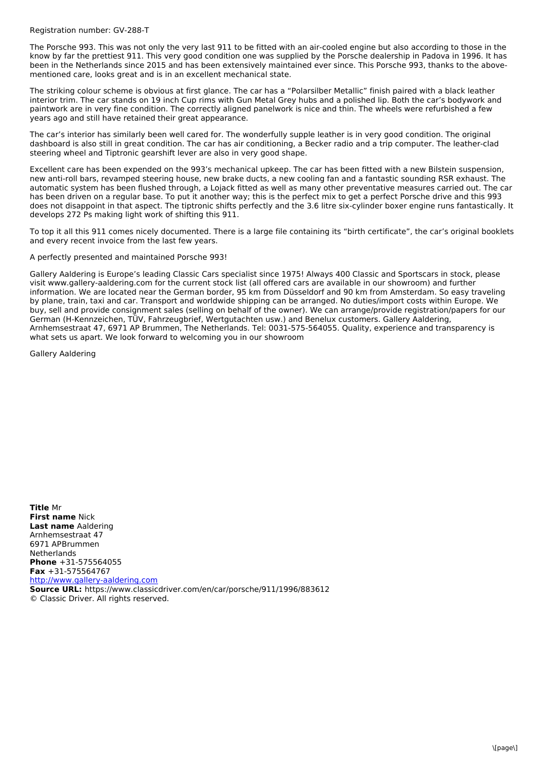Registration number: GV-288-T

The Porsche 993. This was not only the very last 911 to be fitted with an air-cooled engine but also according to those in the know by far the prettiest 911. This very good condition one was supplied by the Porsche dealership in Padova in 1996. It has been in the Netherlands since 2015 and has been extensively maintained ever since. This Porsche 993, thanks to the above-mentioned care, looks great and is in an excellent mechanical state.

The striking colour scheme is obvious at first glance. The car has a “Polarsilber Metallic” finish paired with a black leather interior trim. The car stands on 19 inch Cup rims with Gun Metal Grey hubs and a polished lip. Both the car’s bodywork and paintwork are in very fine condition. The correctly aligned panelwork is nice and thin. The wheels were refurbished a few years ago and still have retained their great appearance.

The car’s interior has similarly been well cared for. The wonderfully supple leather is in very good condition. The original dashboard is also still in great condition. The car has air conditioning, a Becker radio and a trip computer. The leather-clad steering wheel and Tiptronic gearshift lever are also in very good shape.

Excellent care has been expended on the 993’s mechanical upkeep. The car has been fitted with a new Bilstein suspension, new anti-roll bars, revamped steering house, new brake ducts, a new cooling fan and a fantastic sounding RSR exhaust. The automatic system has been flushed through, a Lojack fitted as well as many other preventative measures carried out. The car has been driven on a regular base. To put it another way; this is the perfect mix to get a perfect Porsche drive and this 993 does not disappoint in that aspect. The tiptronic shifts perfectly and the 3.6 litre six-cylinder boxer engine runs fantastically. It develops 272 Ps making light work of shifting this 911.

To top it all this 911 comes nicely documented. There is a large file containing its “birth certificate”, the car’s original booklets and every recent invoice from the last few years.

A perfectly presented and maintained Porsche 993!

Gallery Aaldering is Europe’s leading Classic Cars specialist since 1975! Always 400 Classic and Sportscars in stock, please visit www.gallery-aaldering.com for the current stock list (all offered cars are available in our showroom) and further information. We are located near the German border, 95 km from Düsseldorf and 90 km from Amsterdam. So easy traveling by plane, train, taxi and car. Transport and worldwide shipping can be arranged. No duties/import costs within Europe. We buy, sell and provide consignment sales (selling on behalf of the owner). We can arrange/provide registration/papers for our German (H-Kennzeichen, TÜV, Fahrzeugbrief, Wertgutachten usw.) and Benelux customers. Gallery Aaldering, Arnhemsestraat 47, 6971 AP Brummen, The Netherlands. Tel: 0031-575-564055. Quality, experience and transparency is what sets us apart. We look forward to welcoming you in our showroom

Gallery Aaldering

**Title** Mr
**First name** Nick
**Last name** Aaldering
Arnhemsestraat 47
6971 APBrummen
Netherlands
**Phone** +31-575564055
**Fax** +31-575564767
http://www.gallery-aaldering.com
**Source URL:** https://www.classicdriver.com/en/car/porsche/911/1996/883612
© Classic Driver. All rights reserved.